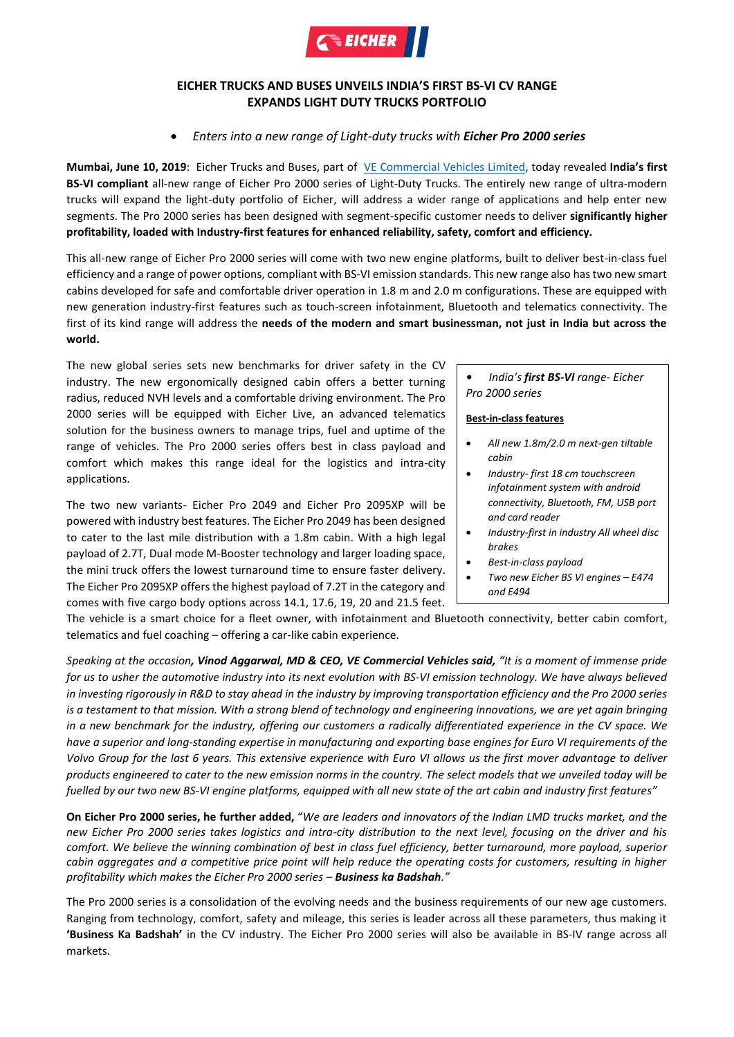## EICHER TRUCKS AND BUSES UNVEILS INDIA'S FIRST BS-VI CV RANGE
## EXPANDS LIGHT DUTY TRUCKS PORTFOLIO

- *Enters into a new range of Light-duty trucks with **Eicher Pro 2000 series***

**Mumbai, June 10, 2019**: Eicher Trucks and Buses, part of VE Commercial Vehicles Limited, today revealed **India's first BS-VI compliant** all-new range of Eicher Pro 2000 series of Light-Duty Trucks. The entirely new range of ultra-modern trucks will expand the light-duty portfolio of Eicher, will address a wider range of applications and help enter new segments. The Pro 2000 series has been designed with segment-specific customer needs to deliver **significantly higher profitability, loaded with Industry-first features for enhanced reliability, safety, comfort and efficiency.**

This all-new range of Eicher Pro 2000 series will come with two new engine platforms, built to deliver best-in-class fuel efficiency and a range of power options, compliant with BS-VI emission standards. This new range also has two new smart cabins developed for safe and comfortable driver operation in 1.8 m and 2.0 m configurations. These are equipped with new generation industry-first features such as touch-screen infotainment, Bluetooth and telematics connectivity. The first of its kind range will address the **needs of the modern and smart businessman, not just in India but across the world.**

The new global series sets new benchmarks for driver safety in the CV industry. The new ergonomically designed cabin offers a better turning radius, reduced NVH levels and a comfortable driving environment. The Pro 2000 series will be equipped with Eicher Live, an advanced telematics solution for the business owners to manage trips, fuel and uptime of the range of vehicles. The Pro 2000 series offers best in class payload and comfort which makes this range ideal for the logistics and intra-city applications.

The two new variants- Eicher Pro 2049 and Eicher Pro 2095XP will be powered with industry best features. The Eicher Pro 2049 has been designed to cater to the last mile distribution with a 1.8m cabin. With a high legal payload of 2.7T, Dual mode M-Booster technology and larger loading space, the mini truck offers the lowest turnaround time to ensure faster delivery. The Eicher Pro 2095XP offers the highest payload of 7.2T in the category and comes with five cargo body options across 14.1, 17.6, 19, 20 and 21.5 feet. The vehicle is a smart choice for a fleet owner, with infotainment and Bluetooth connectivity, better cabin comfort, telematics and fuel coaching – offering a car-like cabin experience.

> - *India's **first BS-VI** range- Eicher Pro 2000 series*
>
> **Best-in-class features**
>
> - *All new 1.8m/2.0 m next-gen tiltable cabin*
> - *Industry- first 18 cm touchscreen infotainment system with android connectivity, Bluetooth, FM, USB port and card reader*
> - *Industry-first in industry All wheel disc brakes*
> - *Best-in-class payload*
> - *Two new Eicher BS VI engines – E474 and E494*

*Speaking at the occasion**, Vinod Aggarwal, MD & CEO, VE Commercial Vehicles said,** "It is a moment of immense pride for us to usher the automotive industry into its next evolution with BS-VI emission technology. We have always believed in investing rigorously in R&D to stay ahead in the industry by improving transportation efficiency and the Pro 2000 series is a testament to that mission. With a strong blend of technology and engineering innovations, we are yet again bringing in a new benchmark for the industry, offering our customers a radically differentiated experience in the CV space. We have a superior and long-standing expertise in manufacturing and exporting base engines for Euro VI requirements of the Volvo Group for the last 6 years. This extensive experience with Euro VI allows us the first mover advantage to deliver products engineered to cater to the new emission norms in the country. The select models that we unveiled today will be fuelled by our two new BS-VI engine platforms, equipped with all new state of the art cabin and industry first features"*

**On Eicher Pro 2000 series, he further added,** "*We are leaders and innovators of the Indian LMD trucks market, and the new Eicher Pro 2000 series takes logistics and intra-city distribution to the next level, focusing on the driver and his comfort. We believe the winning combination of best in class fuel efficiency, better turnaround, more payload, superior cabin aggregates and a competitive price point will help reduce the operating costs for customers, resulting in higher profitability which makes the Eicher Pro 2000 series – **Business ka Badshah**."*

The Pro 2000 series is a consolidation of the evolving needs and the business requirements of our new age customers. Ranging from technology, comfort, safety and mileage, this series is leader across all these parameters, thus making it **'Business Ka Badshah'** in the CV industry. The Eicher Pro 2000 series will also be available in BS-IV range across all markets.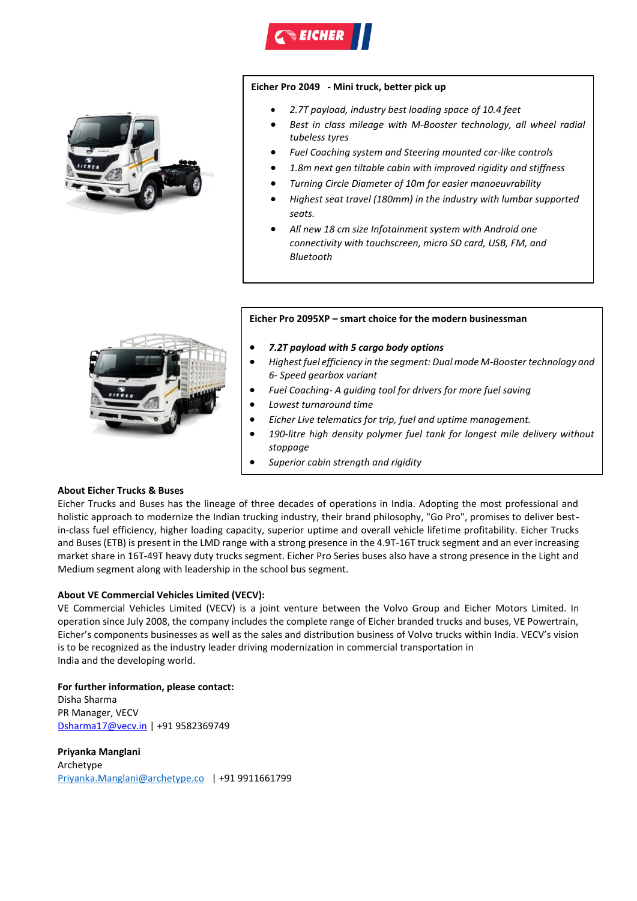**Eicher Pro 2049 - Mini truck, better pick up**

- *2.7T payload, industry best loading space of 10.4 feet*
- *Best in class mileage with M-Booster technology, all wheel radial tubeless tyres*
- *Fuel Coaching system and Steering mounted car-like controls*
- *1.8m next gen tiltable cabin with improved rigidity and stiffness*
- *Turning Circle Diameter of 10m for easier manoeuvrability*
- *Highest seat travel (180mm) in the industry with lumbar supported seats.*
- *All new 18 cm size Infotainment system with Android one connectivity with touchscreen, micro SD card, USB, FM, and Bluetooth*

**Eicher Pro 2095XP – smart choice for the modern businessman**

- ***7.2T payload with 5 cargo body options***
- *Highest fuel efficiency in the segment: Dual mode M-Booster technology and 6- Speed gearbox variant*
- *Fuel Coaching- A guiding tool for drivers for more fuel saving*
- *Lowest turnaround time*
- *Eicher Live telematics for trip, fuel and uptime management.*
- *190-litre high density polymer fuel tank for longest mile delivery without stoppage*
- *Superior cabin strength and rigidity*

**About Eicher Trucks & Buses**

Eicher Trucks and Buses has the lineage of three decades of operations in India. Adopting the most professional and holistic approach to modernize the Indian trucking industry, their brand philosophy, "Go Pro", promises to deliver best-in-class fuel efficiency, higher loading capacity, superior uptime and overall vehicle lifetime profitability. Eicher Trucks and Buses (ETB) is present in the LMD range with a strong presence in the 4.9T-16T truck segment and an ever increasing market share in 16T-49T heavy duty trucks segment. Eicher Pro Series buses also have a strong presence in the Light and Medium segment along with leadership in the school bus segment.

**About VE Commercial Vehicles Limited (VECV):**

VE Commercial Vehicles Limited (VECV) is a joint venture between the Volvo Group and Eicher Motors Limited. In operation since July 2008, the company includes the complete range of Eicher branded trucks and buses, VE Powertrain, Eicher's components businesses as well as the sales and distribution business of Volvo trucks within India. VECV's vision is to be recognized as the industry leader driving modernization in commercial transportation in India and the developing world.

**For further information, please contact:**

Disha Sharma
PR Manager, VECV
Dsharma17@vecv.in | +91 9582369749

**Priyanka Manglani**
Archetype
Priyanka.Manglani@archetype.co | +91 9911661799